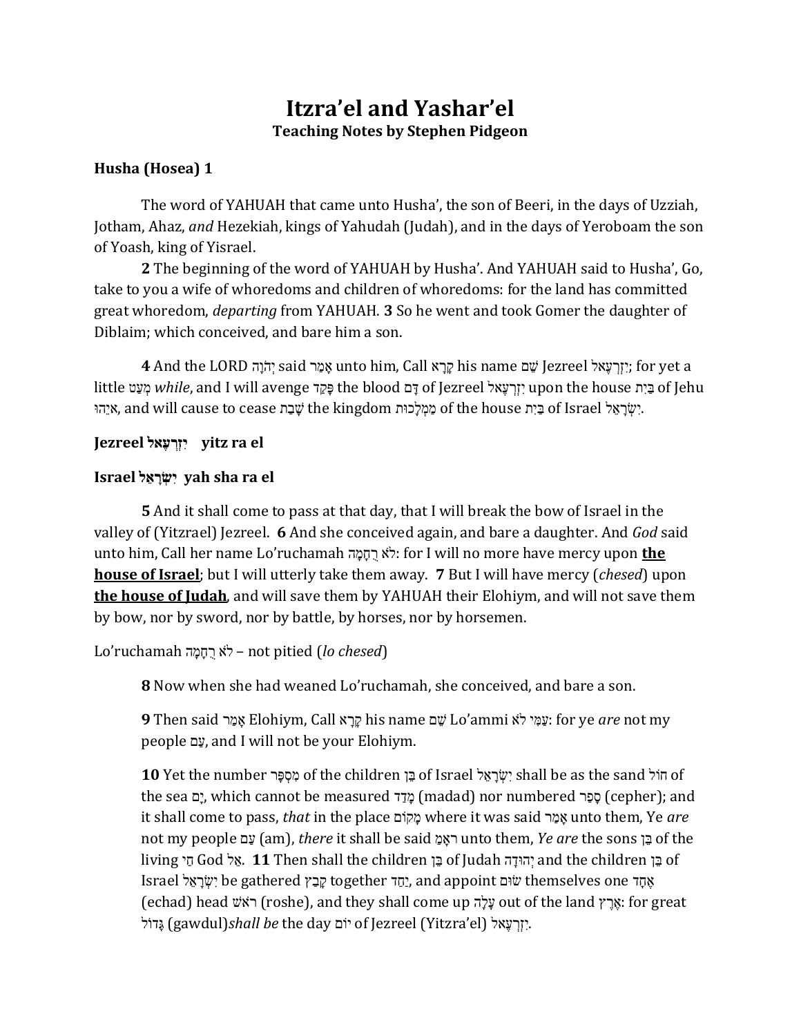# Itzra'el and Yashar'el

**Teaching Notes by Stephen Pidgeon**

## Husha (Hosea) 1

The word of YAHUAH that came unto Husha', the son of Beeri, in the days of Uzziah, Jotham, Ahaz, *and* Hezekiah, kings of Yahudah (Judah), and in the days of Yeroboam the son of Yoash, king of Yisrael.

**2** The beginning of the word of YAHUAH by Husha'. And YAHUAH said to Husha', Go, take to you a wife of whoredoms and children of whoredoms: for the land has committed great whoredom, *departing* from YAHUAH. **3** So he went and took Gomer the daughter of Diblaim; which conceived, and bare him a son.

**4** And the LORD יְהֹוָה said אָמַר unto him, Call קָרָא his name שֵׁם Jezreel יִזְרְעֶאל; for yet a little מְעַט *while*, and I will avenge פָּקַד the blood דָּם of Jezreel יִזְרְעֶאל upon the house בַּיִת of Jehu יֵהוּא, and will cause to cease שָׁבַת the kingdom מַמְלָכוּת of the house בַּיִת of Israel יִשְׂרָאֵל.

**Jezreel יִזְרְעֶאל yitz ra el**

**Israel יִשְׂרָאֵל yah sha ra el**

**5** And it shall come to pass at that day, that I will break the bow of Israel in the valley of (Yitzrael) Jezreel. **6** And she conceived again, and bare a daughter. And *God* said unto him, Call her name Lo'ruchamah לֹא רֻחָמָה: for I will no more have mercy upon **<u>the house of Israel</u>**; but I will utterly take them away. **7** But I will have mercy (*chesed*) upon **<u>the house of Judah</u>**, and will save them by YAHUAH their Elohiym, and will not save them by bow, nor by sword, nor by battle, by horses, nor by horsemen.

Lo'ruchamah לֹא רֻחָמָה – not pitied (*lo chesed*)

**8** Now when she had weaned Lo'ruchamah, she conceived, and bare a son.

**9** Then said אָמַר Elohiym, Call קָרָא his name שֵׁם Lo'ammi לֹא עַמִּי: for ye *are* not my people עַם, and I will not be your Elohiym.

**10** Yet the number מִסְפָּר of the children בֵּן of Israel יִשְׂרָאֵל shall be as the sand חוֹל of the sea יָם, which cannot be measured מָדַד (madad) nor numbered סָפַר (cepher); and it shall come to pass, *that* in the place מָקוֹם where it was said אָמַר unto them, Ye *are* not my people עַם (am), *there* it shall be said אָמַר unto them, *Ye are* the sons בֵּן of the living חַי God אֵל. **11** Then shall the children בֵּן of Judah יְהוּדָה and the children בֵּן of Israel יִשְׂרָאֵל be gathered קָבַץ together יַחַד, and appoint שׂוּם themselves one אֶחָד (echad) head רֹאשׁ (roshe), and they shall come up עָלָה out of the land אֶרֶץ: for great גָּדוֹל (gawdul)*shall be* the day יוֹם of Jezreel (Yitzra'el) יִזְרְעֶאל.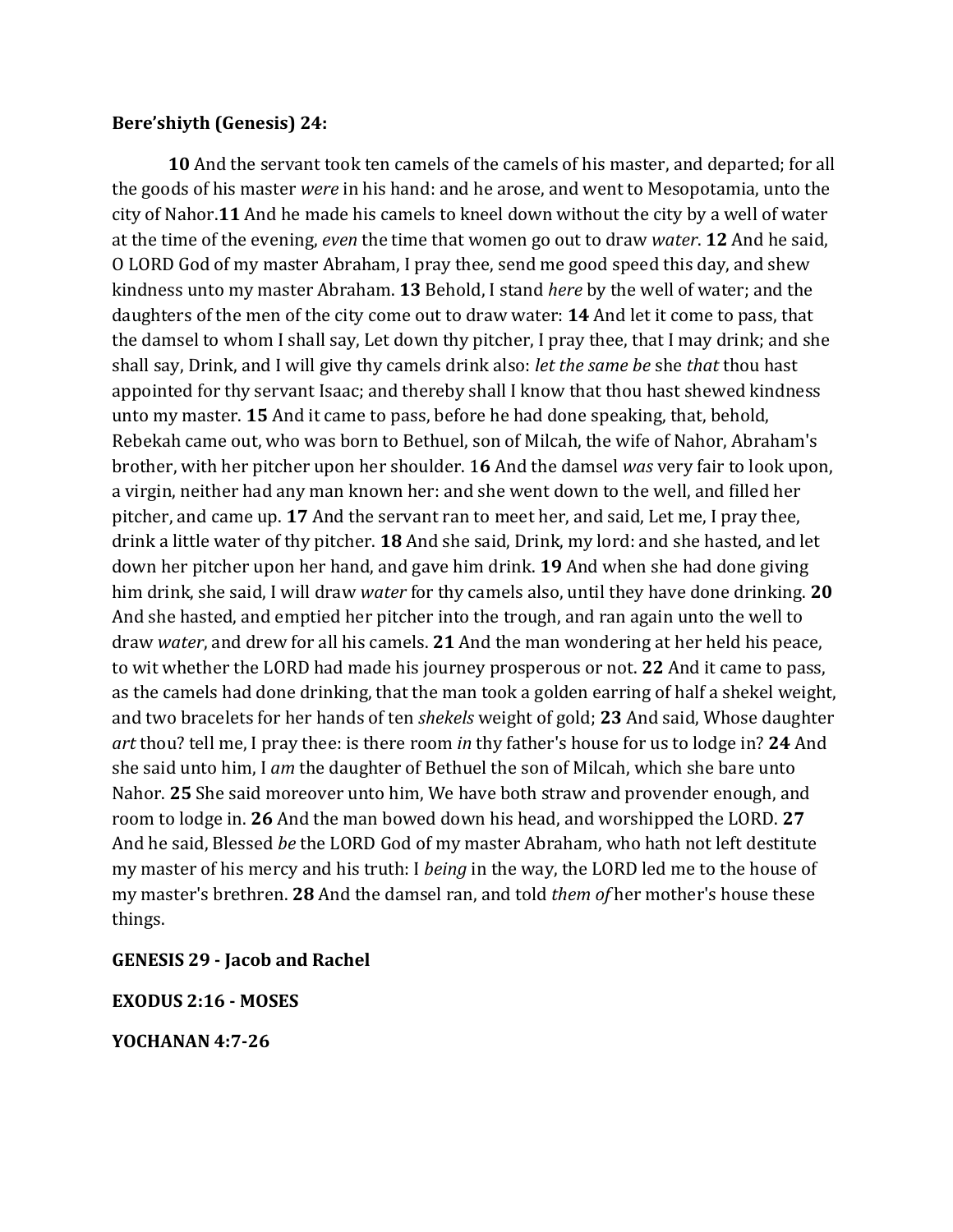**Bere'shiyth (Genesis) 24:**

**10** And the servant took ten camels of the camels of his master, and departed; for all the goods of his master *were* in his hand: and he arose, and went to Mesopotamia, unto the city of Nahor.**11** And he made his camels to kneel down without the city by a well of water at the time of the evening, *even* the time that women go out to draw *water*. **12** And he said, O LORD God of my master Abraham, I pray thee, send me good speed this day, and shew kindness unto my master Abraham. **13** Behold, I stand *here* by the well of water; and the daughters of the men of the city come out to draw water: **14** And let it come to pass, that the damsel to whom I shall say, Let down thy pitcher, I pray thee, that I may drink; and she shall say, Drink, and I will give thy camels drink also: *let the same be* she *that* thou hast appointed for thy servant Isaac; and thereby shall I know that thou hast shewed kindness unto my master. **15** And it came to pass, before he had done speaking, that, behold, Rebekah came out, who was born to Bethuel, son of Milcah, the wife of Nahor, Abraham's brother, with her pitcher upon her shoulder. 1**6** And the damsel *was* very fair to look upon, a virgin, neither had any man known her: and she went down to the well, and filled her pitcher, and came up. **17** And the servant ran to meet her, and said, Let me, I pray thee, drink a little water of thy pitcher. **18** And she said, Drink, my lord: and she hasted, and let down her pitcher upon her hand, and gave him drink. **19** And when she had done giving him drink, she said, I will draw *water* for thy camels also, until they have done drinking. **20** And she hasted, and emptied her pitcher into the trough, and ran again unto the well to draw *water*, and drew for all his camels. **21** And the man wondering at her held his peace, to wit whether the LORD had made his journey prosperous or not. **22** And it came to pass, as the camels had done drinking, that the man took a golden earring of half a shekel weight, and two bracelets for her hands of ten *shekels* weight of gold; **23** And said, Whose daughter *art* thou? tell me, I pray thee: is there room *in* thy father's house for us to lodge in? **24** And she said unto him, I *am* the daughter of Bethuel the son of Milcah, which she bare unto Nahor. **25** She said moreover unto him, We have both straw and provender enough, and room to lodge in. **26** And the man bowed down his head, and worshipped the LORD. **27** And he said, Blessed *be* the LORD God of my master Abraham, who hath not left destitute my master of his mercy and his truth: I *being* in the way, the LORD led me to the house of my master's brethren. **28** And the damsel ran, and told *them of* her mother's house these things.

**GENESIS 29 - Jacob and Rachel**

**EXODUS 2:16 - MOSES**

**YOCHANAN 4:7-26**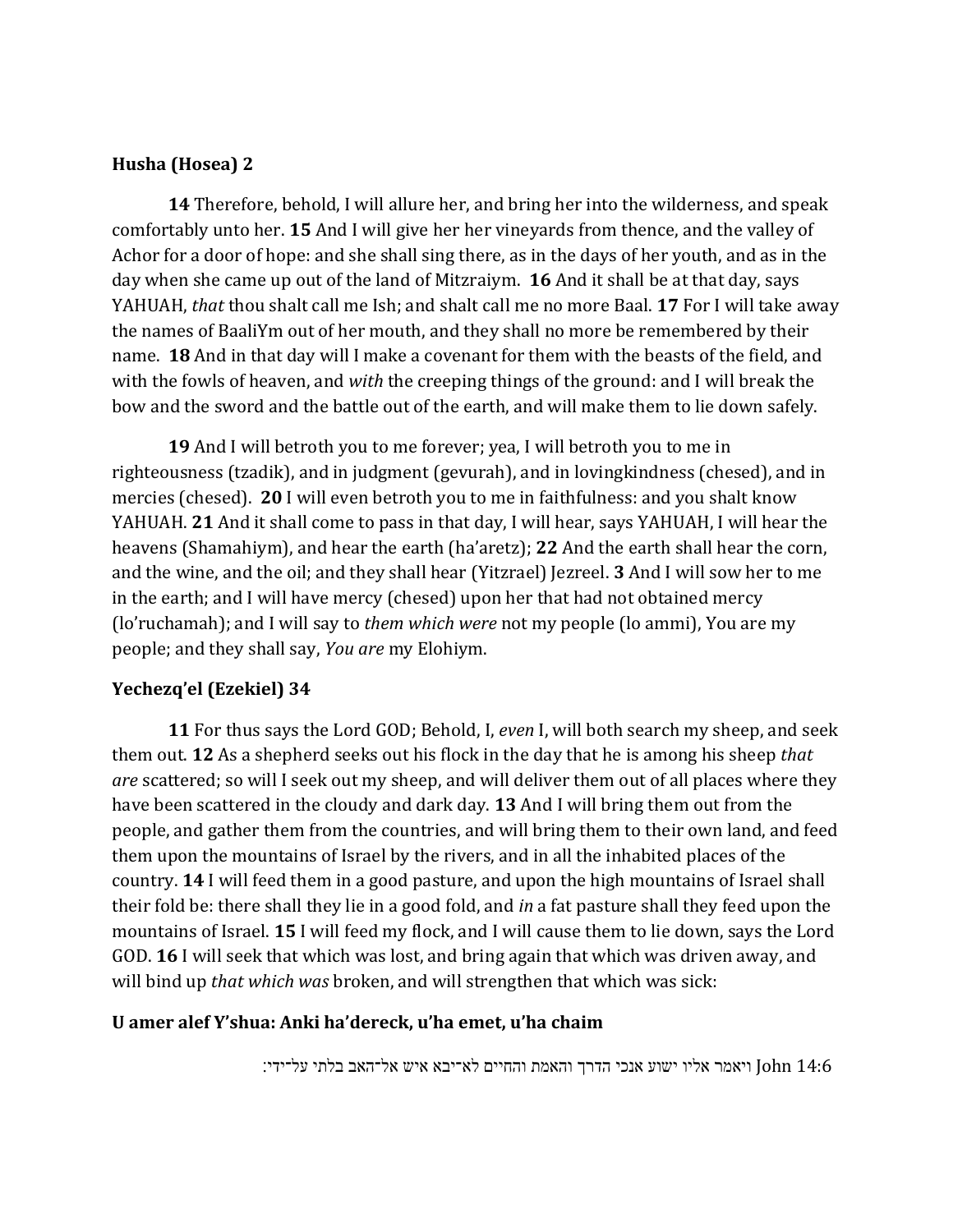**Husha (Hosea) 2**

**14** Therefore, behold, I will allure her, and bring her into the wilderness, and speak comfortably unto her. **15** And I will give her her vineyards from thence, and the valley of Achor for a door of hope: and she shall sing there, as in the days of her youth, and as in the day when she came up out of the land of Mitzraiym. **16** And it shall be at that day, says YAHUAH, *that* thou shalt call me Ish; and shalt call me no more Baal. **17** For I will take away the names of BaaliYm out of her mouth, and they shall no more be remembered by their name. **18** And in that day will I make a covenant for them with the beasts of the field, and with the fowls of heaven, and *with* the creeping things of the ground: and I will break the bow and the sword and the battle out of the earth, and will make them to lie down safely.

**19** And I will betroth you to me forever; yea, I will betroth you to me in righteousness (tzadik), and in judgment (gevurah), and in lovingkindness (chesed), and in mercies (chesed). **20** I will even betroth you to me in faithfulness: and you shalt know YAHUAH. **21** And it shall come to pass in that day, I will hear, says YAHUAH, I will hear the heavens (Shamahiym), and hear the earth (ha'aretz); **22** And the earth shall hear the corn, and the wine, and the oil; and they shall hear (Yitzrael) Jezreel. **3** And I will sow her to me in the earth; and I will have mercy (chesed) upon her that had not obtained mercy (lo'ruchamah); and I will say to *them which were* not my people (lo ammi), You are my people; and they shall say, *You are* my Elohiym.

**Yechezq'el (Ezekiel) 34**

**11** For thus says the Lord GOD; Behold, I, *even* I, will both search my sheep, and seek them out. **12** As a shepherd seeks out his flock in the day that he is among his sheep *that are* scattered; so will I seek out my sheep, and will deliver them out of all places where they have been scattered in the cloudy and dark day. **13** And I will bring them out from the people, and gather them from the countries, and will bring them to their own land, and feed them upon the mountains of Israel by the rivers, and in all the inhabited places of the country. **14** I will feed them in a good pasture, and upon the high mountains of Israel shall their fold be: there shall they lie in a good fold, and *in* a fat pasture shall they feed upon the mountains of Israel. **15** I will feed my flock, and I will cause them to lie down, says the Lord GOD. **16** I will seek that which was lost, and bring again that which was driven away, and will bind up *that which was* broken, and will strengthen that which was sick:

**U amer alef Y'shua: Anki ha'dereck, u'ha emet, u'ha chaim**

ויאמר אליו ישוע אנכי הדרך והאמת והחיים לא־יבא איש אל־האב בלתי על־ידי: John 14:6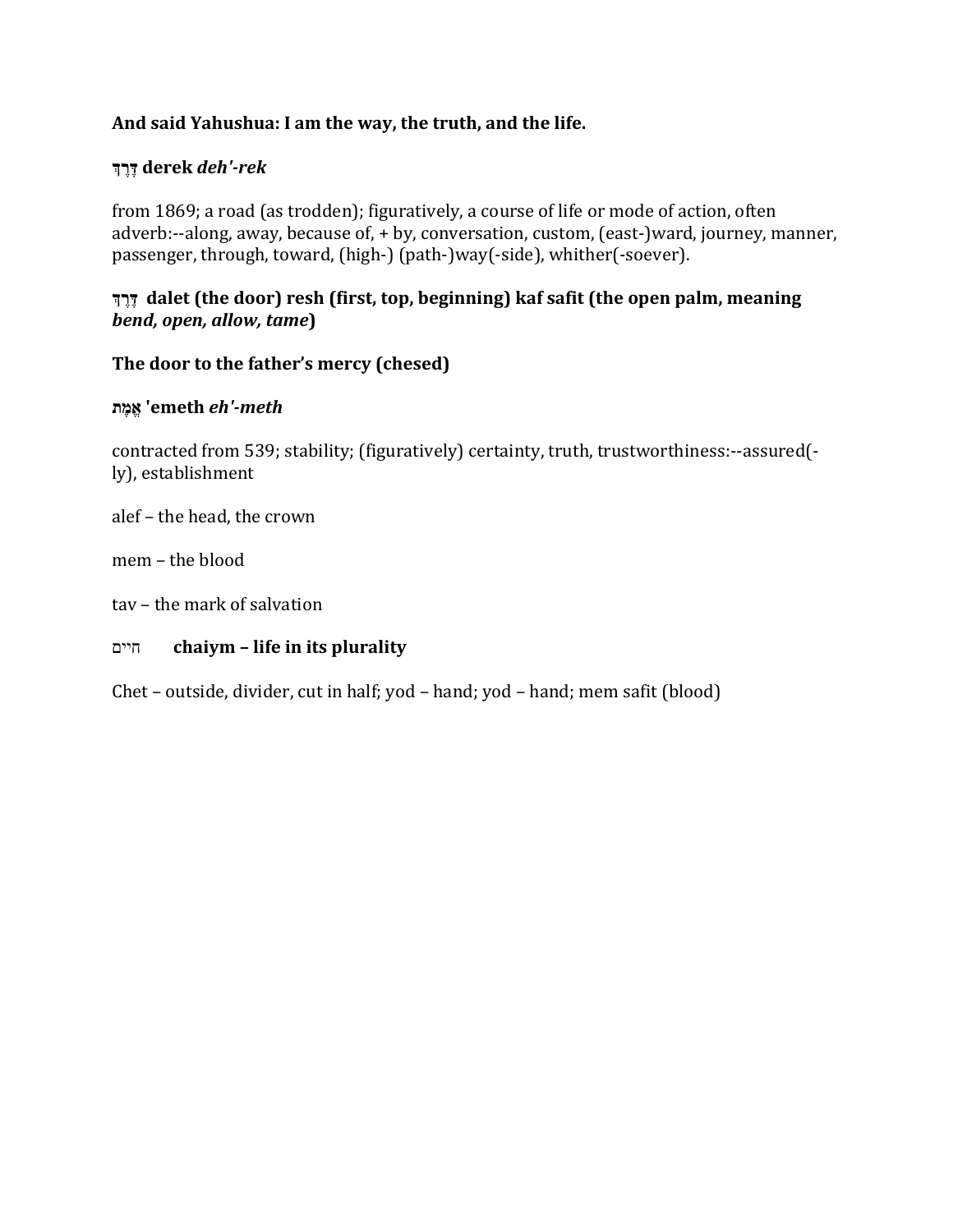**And said Yahushua: I am the way, the truth, and the life.**

**דֶּרֶךְ derek *deh'-rek***

from 1869; a road (as trodden); figuratively, a course of life or mode of action, often adverb:--along, away, because of, + by, conversation, custom, (east-)ward, journey, manner, passenger, through, toward, (high-) (path-)way(-side), whither(-soever).

**דֶּרֶךְ dalet (the door) resh (first, top, beginning) kaf safit (the open palm, meaning *bend, open, allow, tame*)**

**The door to the father's mercy (chesed)**

**אֱמֶת 'emeth *eh'-meth***

contracted from 539; stability; (figuratively) certainty, truth, trustworthiness:--assured(-ly), establishment

alef – the head, the crown

mem – the blood

tav – the mark of salvation

חיים **chaiym – life in its plurality**

Chet – outside, divider, cut in half; yod – hand; yod – hand; mem safit (blood)